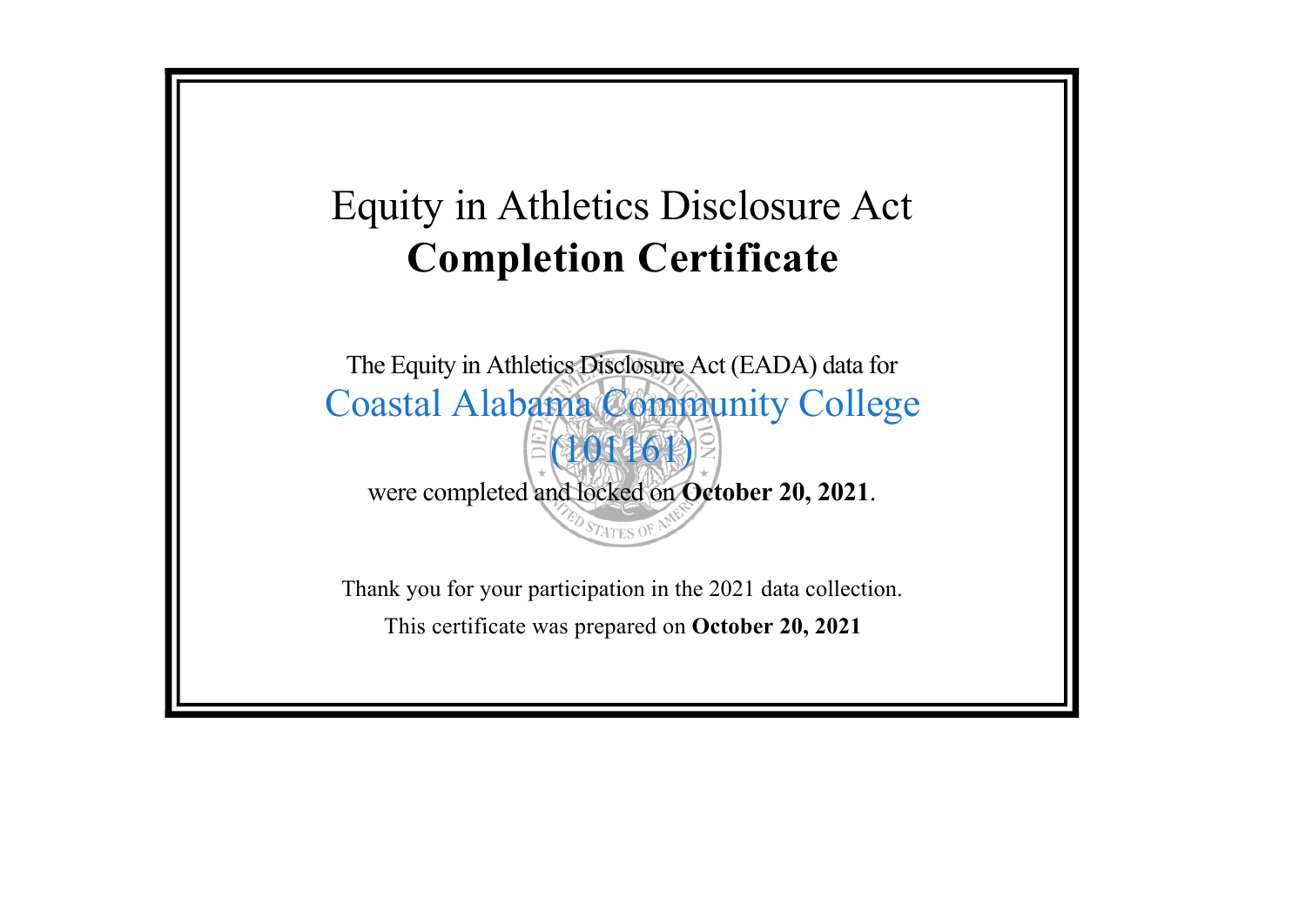# Equity in Athletics Disclosure Act
# **Completion Certificate**

The Equity in Athletics Disclosure Act (EADA) data for

Coastal Alabama Community College
(101161)

were completed and locked on **October 20, 2021**.

Thank you for your participation in the 2021 data collection.

This certificate was prepared on **October 20, 2021**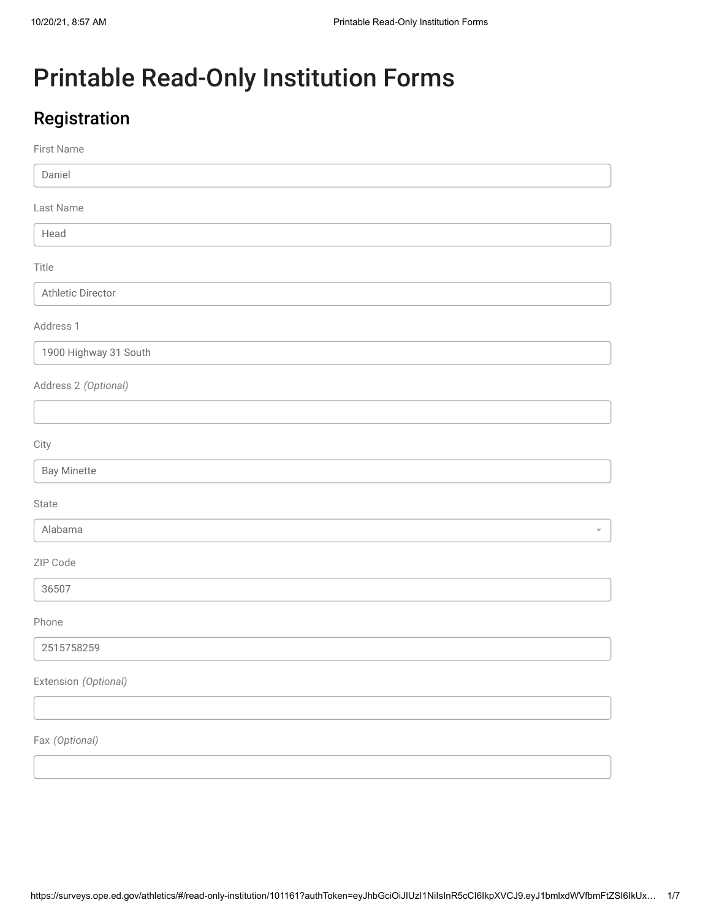# Printable Read-Only Institution Forms

## Registration

First Name

Daniel

Last Name

Head

Title

Athletic Director

Address 1

1900 Highway 31 South

Address 2 *(Optional)*

City

Bay Minette

State

Alabama

ZIP Code

36507

Phone

2515758259

Extension *(Optional)*

Fax *(Optional)*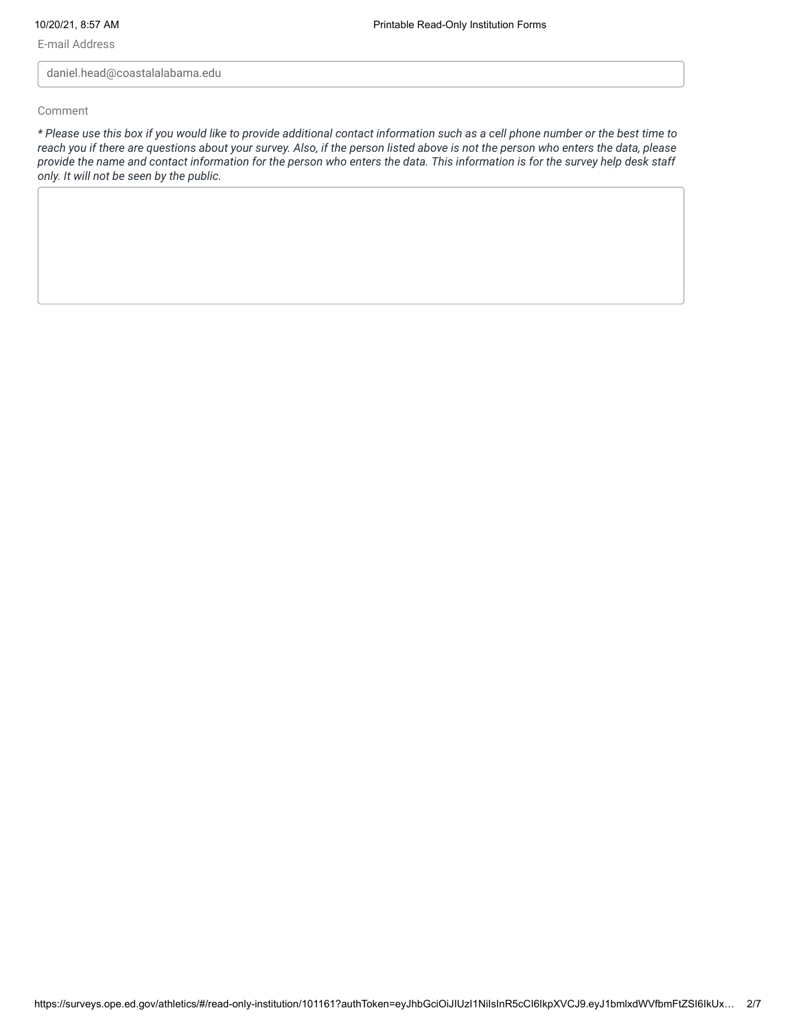E-mail Address

daniel.head@coastalalabama.edu

Comment

*\* Please use this box if you would like to provide additional contact information such as a cell phone number or the best time to reach you if there are questions about your survey. Also, if the person listed above is not the person who enters the data, please provide the name and contact information for the person who enters the data. This information is for the survey help desk staff only. It will not be seen by the public.*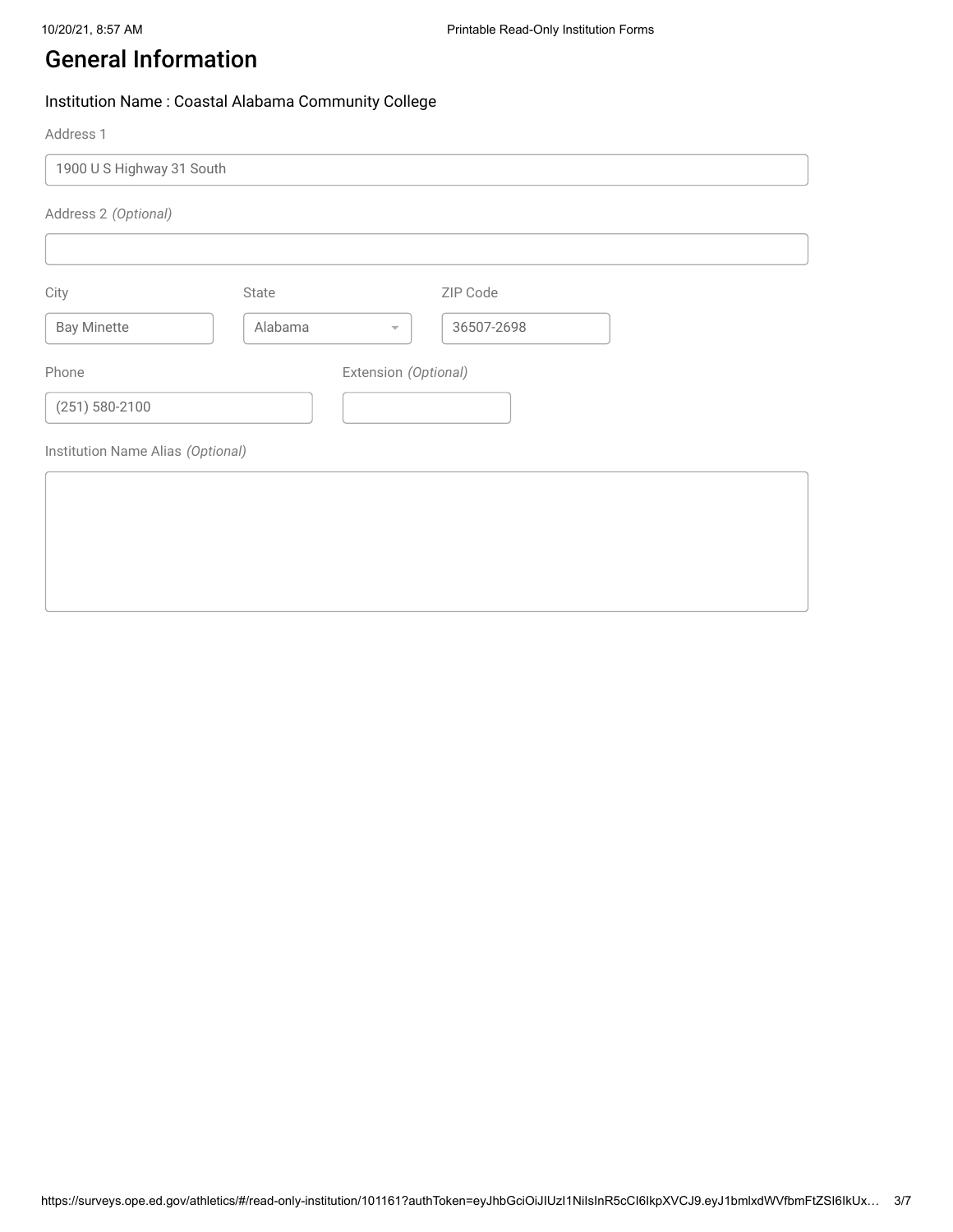# General Information

Institution Name : Coastal Alabama Community College

Address 1

1900 U S Highway 31 South

Address 2 *(Optional)*

City

Bay Minette

State

Alabama

ZIP Code

36507-2698

Phone

(251) 580-2100

Extension *(Optional)*

Institution Name Alias *(Optional)*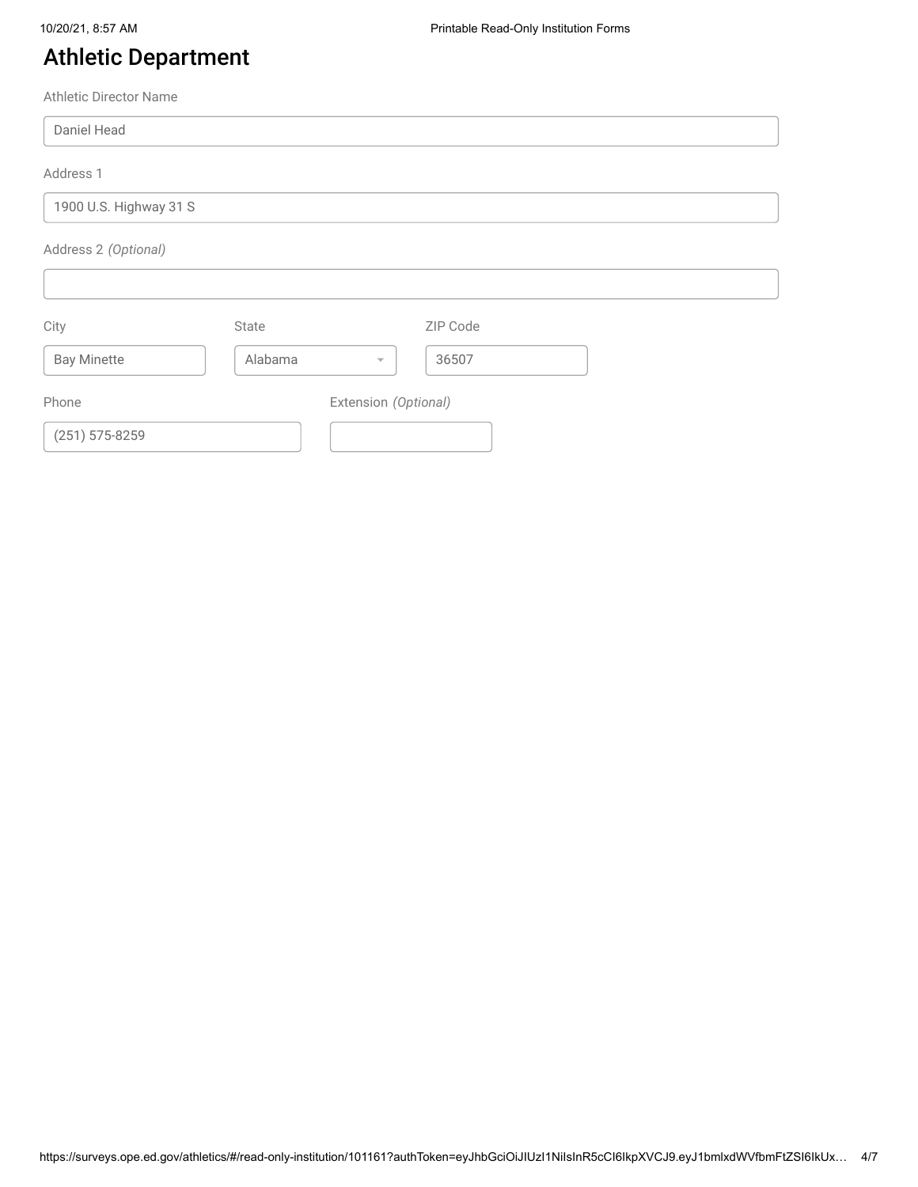## Athletic Department

Athletic Director Name

Daniel Head

Address 1

1900 U.S. Highway 31 S

Address 2 *(Optional)*

City

Bay Minette

State

Alabama

ZIP Code

36507

Phone

(251) 575-8259

Extension *(Optional)*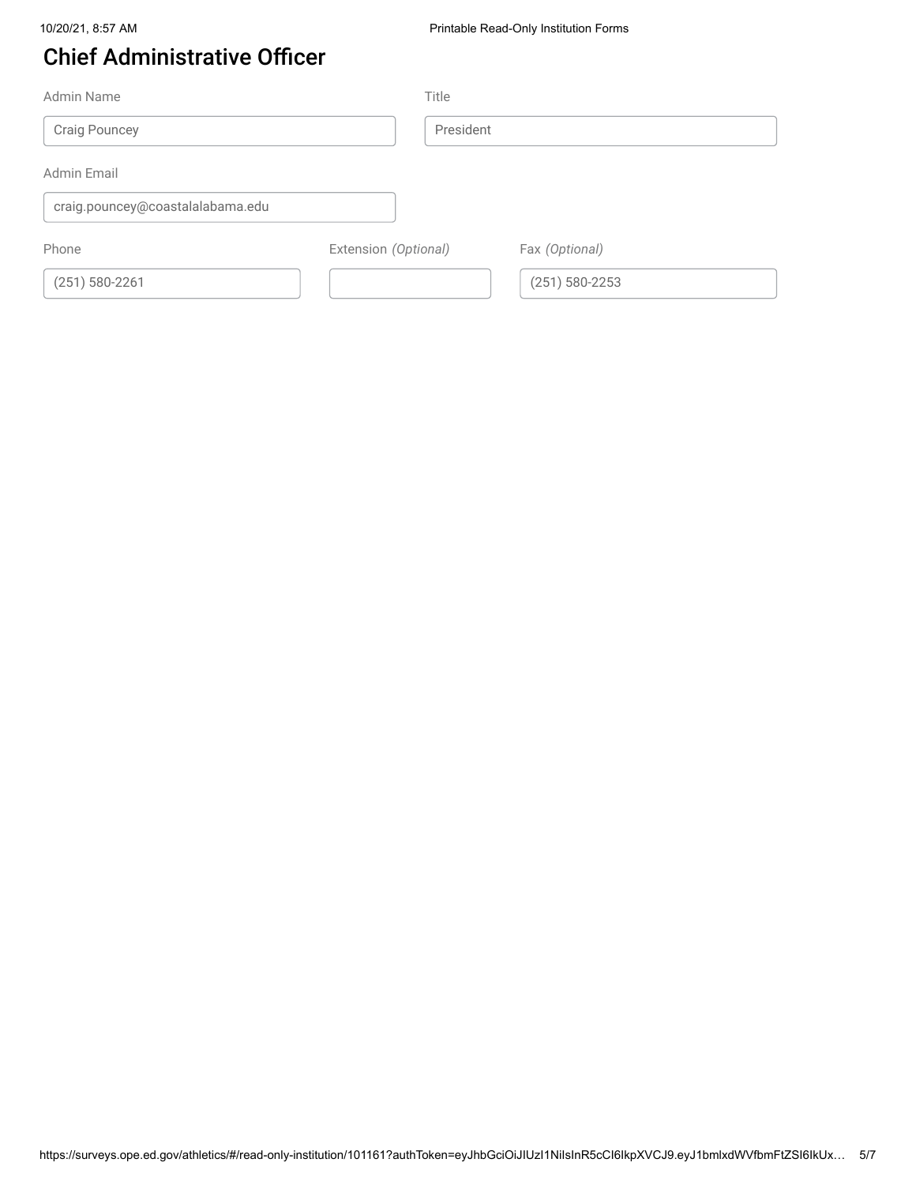## Chief Administrative Officer

Admin Name: Craig Pouncey

Title: President

Admin Email: craig.pouncey@coastalalabama.edu

Phone: (251) 580-2261

Extension *(Optional)*:

Fax *(Optional)*: (251) 580-2253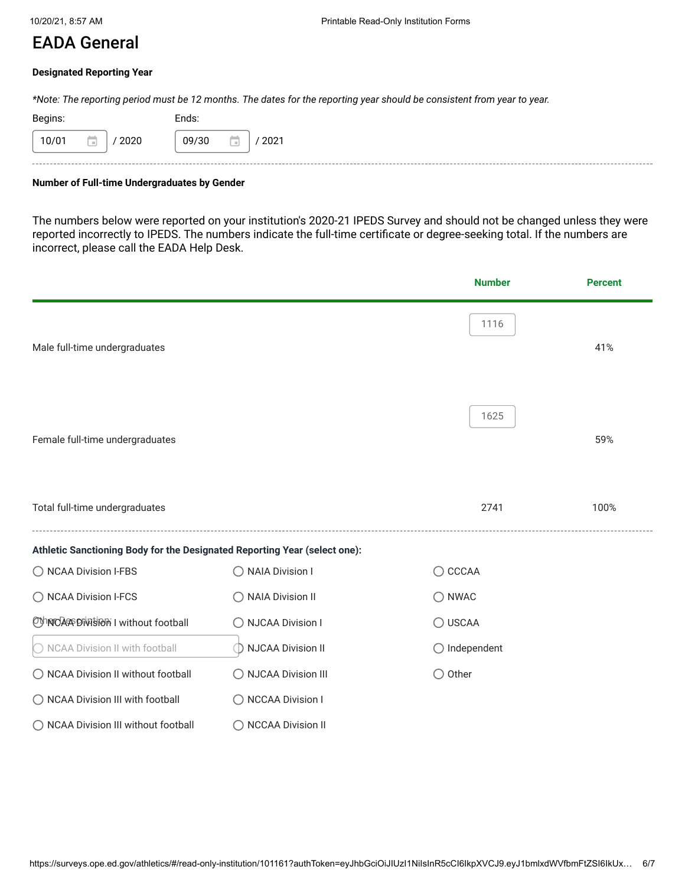# EADA General

**Designated Reporting Year**

*\*Note: The reporting period must be 12 months. The dates for the reporting year should be consistent from year to year.*

Begins: 10/01 / 2020

Ends: 09/30 / 2021

---

**Number of Full-time Undergraduates by Gender**

The numbers below were reported on your institution's 2020-21 IPEDS Survey and should not be changed unless they were reported incorrectly to IPEDS. The numbers indicate the full-time certificate or degree-seeking total. If the numbers are incorrect, please call the EADA Help Desk.

| | Number | Percent |
|---|---|---|
| Male full-time undergraduates | 1116 | 41% |
| Female full-time undergraduates | 1625 | 59% |
| Total full-time undergraduates | 2741 | 100% |

---

**Athletic Sanctioning Body for the Designated Reporting Year (select one):**

- ◯ NCAA Division I-FBS
- ◯ NCAA Division I-FCS
- ◯ NCAA Division I without football
- ◯ NCAA Division II with football
- ◯ NCAA Division II without football
- ◯ NCAA Division III with football
- ◯ NCAA Division III without football
- ◯ NAIA Division I
- ◯ NAIA Division II
- ◯ NJCAA Division I
- ◯ NJCAA Division II
- ◯ NJCAA Division III
- ◯ NCCAA Division I
- ◯ NCCAA Division II
- ◯ CCCAA
- ◯ NWAC
- ◯ USCAA
- ◯ Independent
- ◯ Other

Other Description: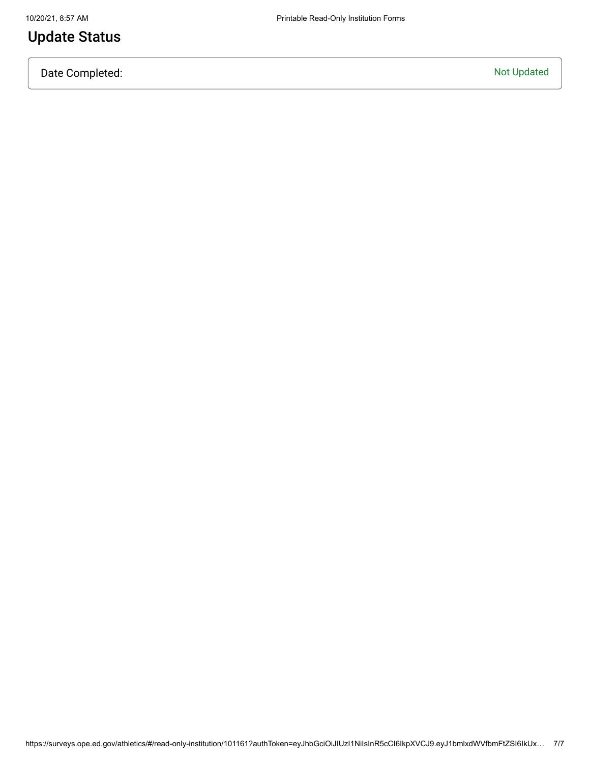## Update Status

| Date Completed: | Not Updated |
| --- | --- |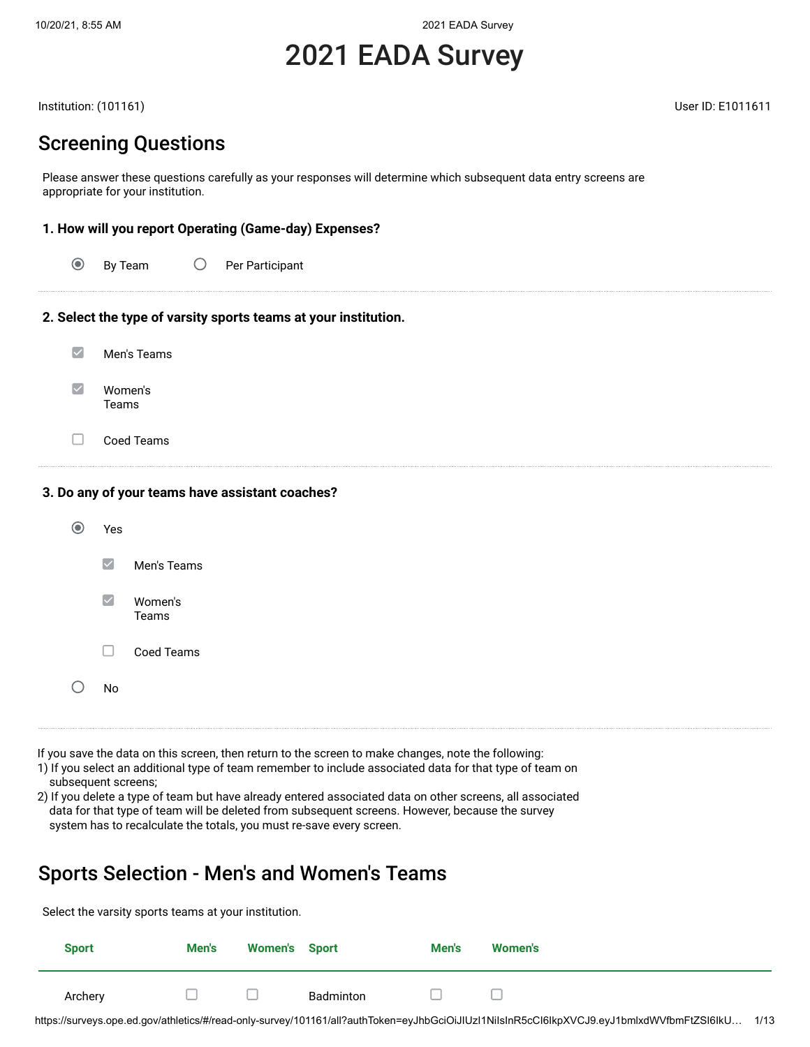# 2021 EADA Survey

Institution: (101161)

User ID: E1011611

## Screening Questions

Please answer these questions carefully as your responses will determine which subsequent data entry screens are appropriate for your institution.

**1. How will you report Operating (Game-day) Expenses?**

- (●) By Team
- ( ) Per Participant

**2. Select the type of varsity sports teams at your institution.**

- [x] Men's Teams
- [x] Women's Teams
- [ ] Coed Teams

**3. Do any of your teams have assistant coaches?**

- (●) Yes
  - [x] Men's Teams
  - [x] Women's Teams
  - [ ] Coed Teams
- ( ) No

If you save the data on this screen, then return to the screen to make changes, note the following:
1) If you select an additional type of team remember to include associated data for that type of team on subsequent screens;
2) If you delete a type of team but have already entered associated data on other screens, all associated data for that type of team will be deleted from subsequent screens. However, because the survey system has to recalculate the totals, you must re-save every screen.

## Sports Selection - Men's and Women's Teams

Select the varsity sports teams at your institution.

| Sport | Men's | Women's | Sport | Men's | Women's |
|---|---|---|---|---|---|
| Archery | [ ] | [ ] | Badminton | [ ] | [ ] |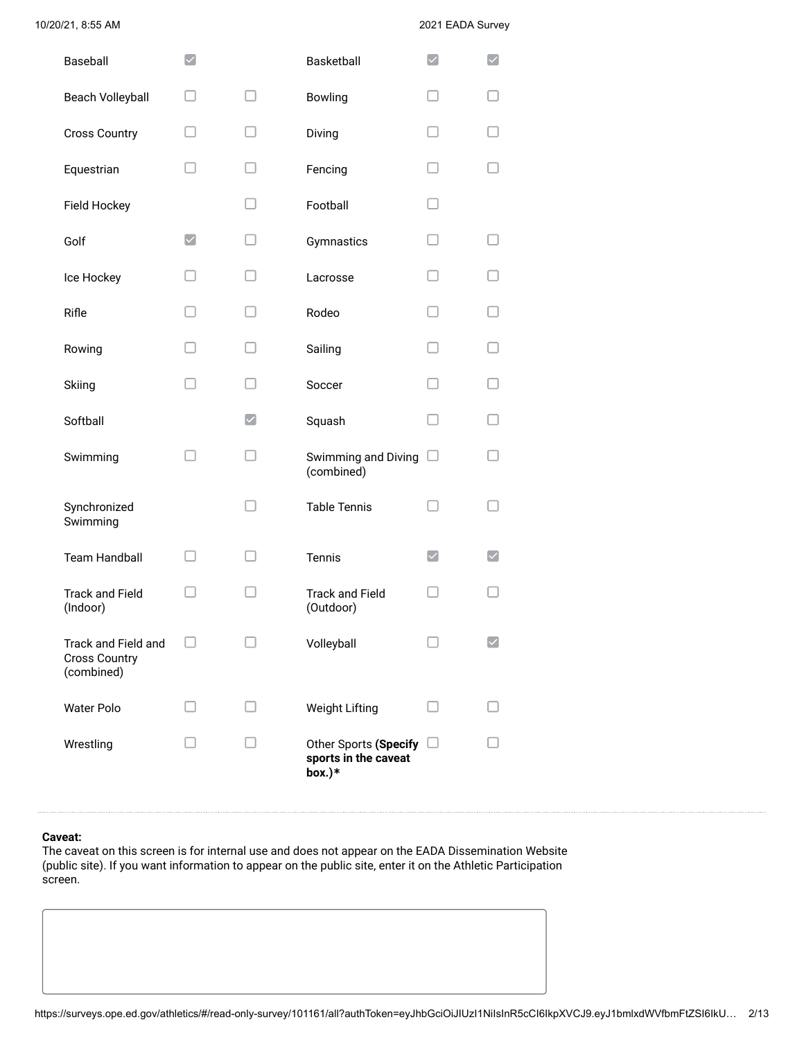| | | | | | |
|---|---|---|---|---|---|
| Baseball | ☑ | | Basketball | ☑ | ☑ |
| Beach Volleyball | ☐ | ☐ | Bowling | ☐ | ☐ |
| Cross Country | ☐ | ☐ | Diving | ☐ | ☐ |
| Equestrian | ☐ | ☐ | Fencing | ☐ | ☐ |
| Field Hockey | | ☐ | Football | ☐ | |
| Golf | ☑ | ☐ | Gymnastics | ☐ | ☐ |
| Ice Hockey | ☐ | ☐ | Lacrosse | ☐ | ☐ |
| Rifle | ☐ | ☐ | Rodeo | ☐ | ☐ |
| Rowing | ☐ | ☐ | Sailing | ☐ | ☐ |
| Skiing | ☐ | ☐ | Soccer | ☐ | ☐ |
| Softball | | ☑ | Squash | ☐ | ☐ |
| Swimming | ☐ | ☐ | Swimming and Diving (combined) | ☐ | ☐ |
| Synchronized Swimming | | ☐ | Table Tennis | ☐ | ☐ |
| Team Handball | ☐ | ☐ | Tennis | ☑ | ☑ |
| Track and Field (Indoor) | ☐ | ☐ | Track and Field (Outdoor) | ☐ | ☐ |
| Track and Field and Cross Country (combined) | ☐ | ☐ | Volleyball | ☐ | ☑ |
| Water Polo | ☐ | ☐ | Weight Lifting | ☐ | ☐ |
| Wrestling | ☐ | ☐ | Other Sports **(Specify sports in the caveat box.)*** | ☐ | ☐ |

**Caveat:**
The caveat on this screen is for internal use and does not appear on the EADA Dissemination Website (public site). If you want information to appear on the public site, enter it on the Athletic Participation screen.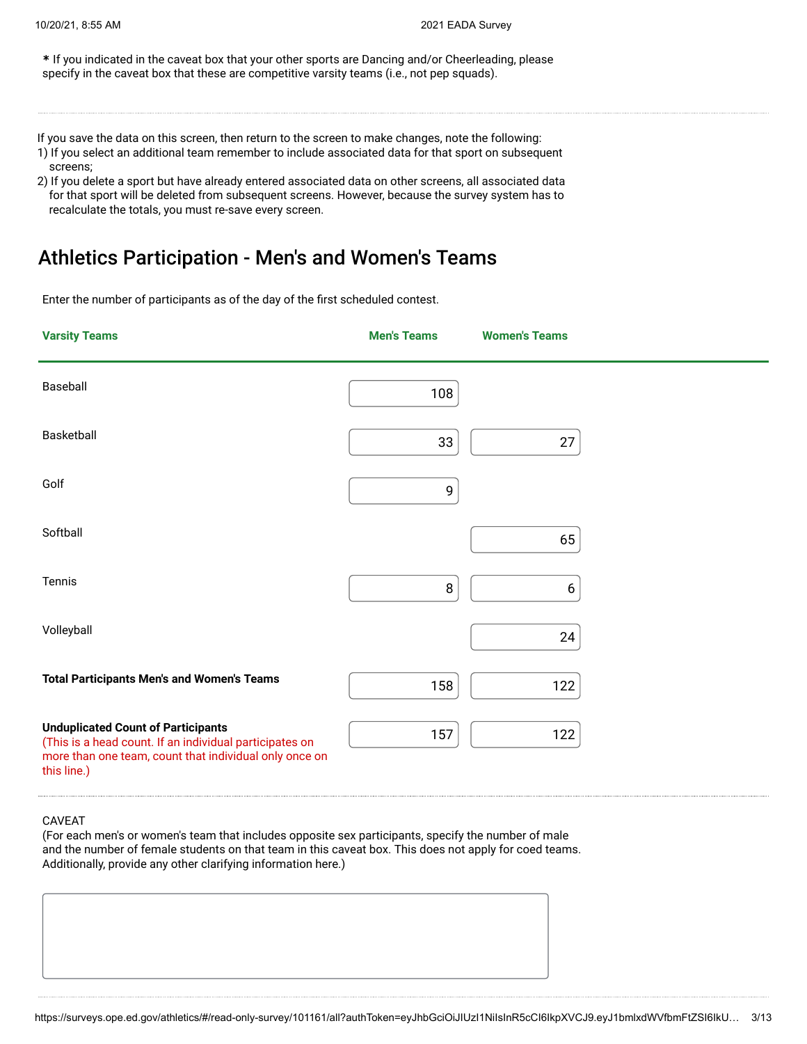* If you indicated in the caveat box that your other sports are Dancing and/or Cheerleading, please specify in the caveat box that these are competitive varsity teams (i.e., not pep squads).

---

If you save the data on this screen, then return to the screen to make changes, note the following:

1) If you select an additional team remember to include associated data for that sport on subsequent screens;
2) If you delete a sport but have already entered associated data on other screens, all associated data for that sport will be deleted from subsequent screens. However, because the survey system has to recalculate the totals, you must re-save every screen.

## Athletics Participation - Men's and Women's Teams

Enter the number of participants as of the day of the first scheduled contest.

| Varsity Teams | Men's Teams | Women's Teams |
|---|---|---|
| Baseball | 108 | |
| Basketball | 33 | 27 |
| Golf | 9 | |
| Softball | | 65 |
| Tennis | 8 | 6 |
| Volleyball | | 24 |
| **Total Participants Men's and Women's Teams** | 158 | 122 |
| **Unduplicated Count of Participants** (This is a head count. If an individual participates on more than one team, count that individual only once on this line.) | 157 | 122 |

---

CAVEAT
(For each men's or women's team that includes opposite sex participants, specify the number of male and the number of female students on that team in this caveat box. This does not apply for coed teams. Additionally, provide any other clarifying information here.)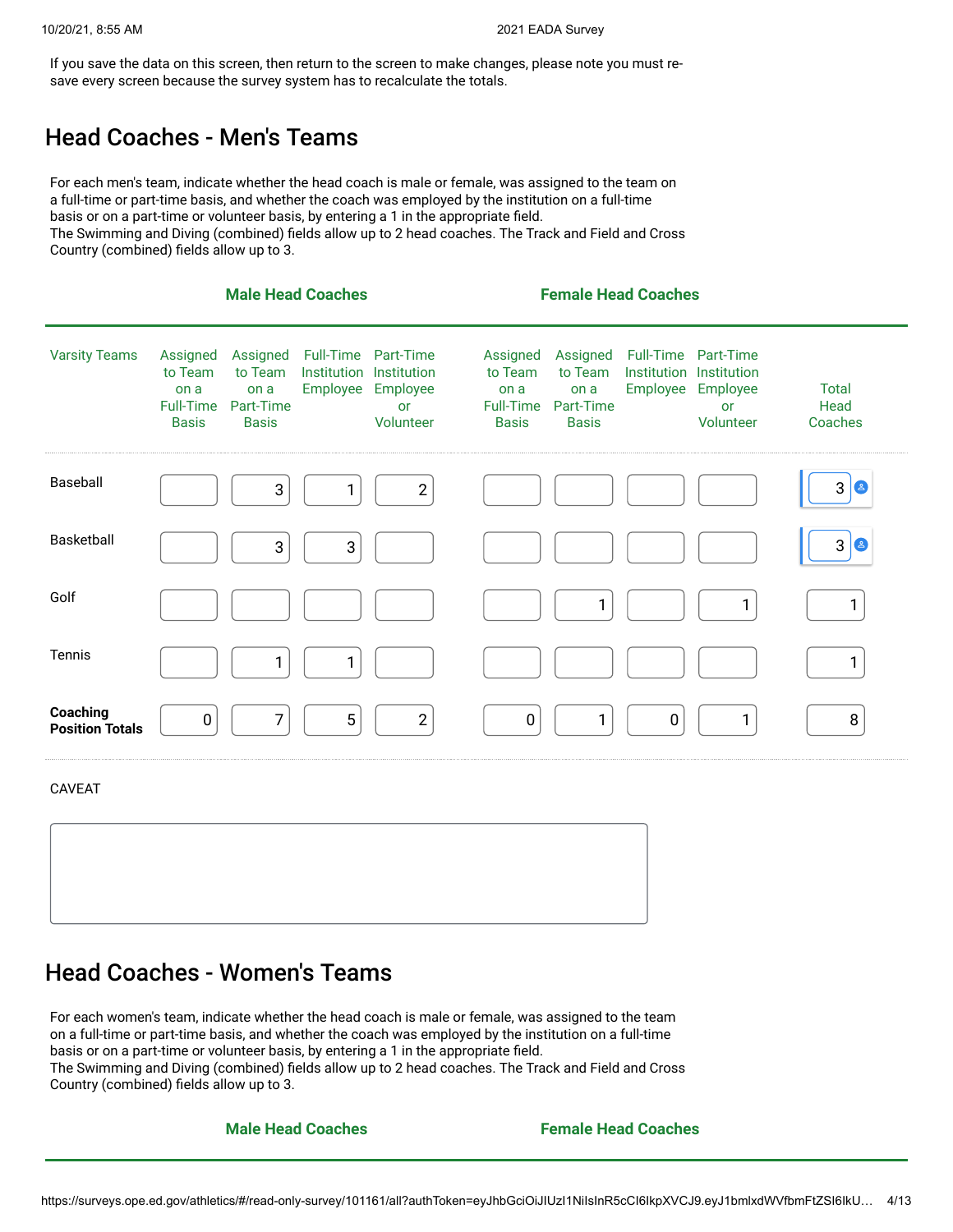If you save the data on this screen, then return to the screen to make changes, please note you must re-save every screen because the survey system has to recalculate the totals.

## Head Coaches - Men's Teams

For each men's team, indicate whether the head coach is male or female, was assigned to the team on a full-time or part-time basis, and whether the coach was employed by the institution on a full-time basis or on a part-time or volunteer basis, by entering a 1 in the appropriate field.
The Swimming and Diving (combined) fields allow up to 2 head coaches. The Track and Field and Cross Country (combined) fields allow up to 3.

| | Male Head Coaches | | | | Female Head Coaches | | | | |
|---|---|---|---|---|---|---|---|---|---|
| Varsity Teams | Assigned to Team on a Full-Time Basis | Assigned to Team on a Part-Time Basis | Full-Time Institution Employee | Part-Time Institution Employee or Volunteer | Assigned to Team on a Full-Time Basis | Assigned to Team on a Part-Time Basis | Full-Time Institution Employee | Part-Time Institution Employee or Volunteer | Total Head Coaches |
| Baseball | | 3 | 1 | 2 | | | | | 3 |
| Basketball | | 3 | 3 | | | | | | 3 |
| Golf | | | | | | 1 | | 1 | 1 |
| Tennis | | 1 | 1 | | | | | | 1 |
| **Coaching Position Totals** | 0 | 7 | 5 | 2 | 0 | 1 | 0 | 1 | 8 |

CAVEAT

## Head Coaches - Women's Teams

For each women's team, indicate whether the head coach is male or female, was assigned to the team on a full-time or part-time basis, and whether the coach was employed by the institution on a full-time basis or on a part-time or volunteer basis, by entering a 1 in the appropriate field.
The Swimming and Diving (combined) fields allow up to 2 head coaches. The Track and Field and Cross Country (combined) fields allow up to 3.

| Male Head Coaches | Female Head Coaches |
|---|---|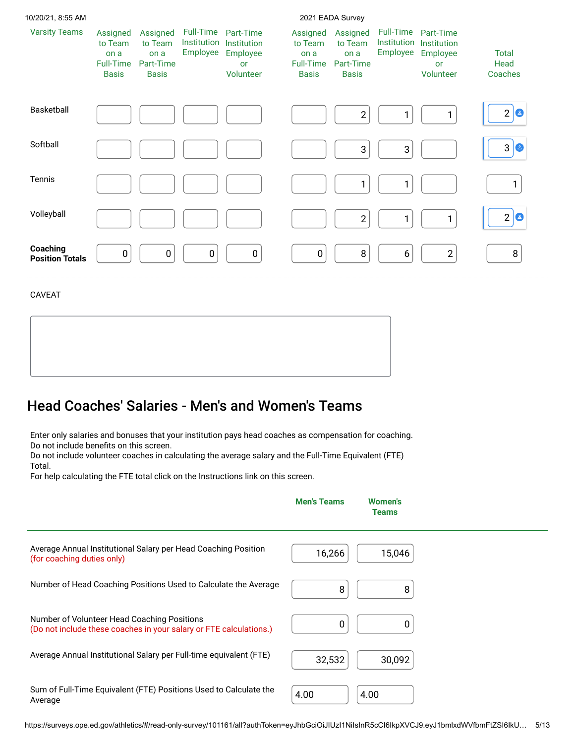| Varsity Teams | Assigned to Team on a Full-Time Basis | Assigned to Team on a Part-Time Basis | Full-Time Institution Employee | Part-Time Institution Employee or Volunteer | Assigned to Team on a Full-Time Basis | Assigned to Team on a Part-Time Basis | Full-Time Institution Employee | Part-Time Institution Employee or Volunteer | Total Head Coaches |
|---|---|---|---|---|---|---|---|---|---|
| Basketball | | | | | | 2 | 1 | 1 | 2 |
| Softball | | | | | | 3 | 3 | | 3 |
| Tennis | | | | | | 1 | 1 | | 1 |
| Volleyball | | | | | | 2 | 1 | 1 | 2 |
| **Coaching Position Totals** | 0 | 0 | 0 | 0 | 0 | 8 | 6 | 2 | 8 |

CAVEAT

## Head Coaches' Salaries - Men's and Women's Teams

Enter only salaries and bonuses that your institution pays head coaches as compensation for coaching.
Do not include benefits on this screen.
Do not include volunteer coaches in calculating the average salary and the Full-Time Equivalent (FTE) Total.
For help calculating the FTE total click on the Instructions link on this screen.

| | **Men's Teams** | **Women's Teams** |
|---|---|---|
| Average Annual Institutional Salary per Head Coaching Position (for coaching duties only) | 16,266 | 15,046 |
| Number of Head Coaching Positions Used to Calculate the Average | 8 | 8 |
| Number of Volunteer Head Coaching Positions (Do not include these coaches in your salary or FTE calculations.) | 0 | 0 |
| Average Annual Institutional Salary per Full-time equivalent (FTE) | 32,532 | 30,092 |
| Sum of Full-Time Equivalent (FTE) Positions Used to Calculate the Average | 4.00 | 4.00 |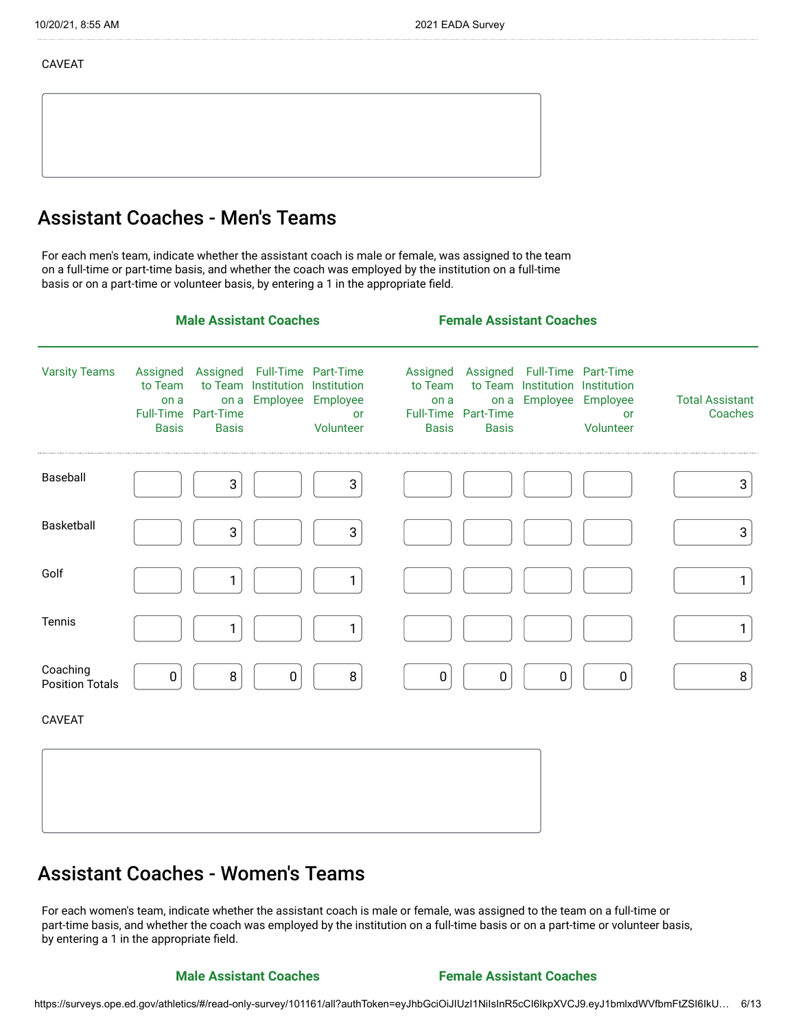CAVEAT

## Assistant Coaches - Men's Teams

For each men's team, indicate whether the assistant coach is male or female, was assigned to the team on a full-time or part-time basis, and whether the coach was employed by the institution on a full-time basis or on a part-time or volunteer basis, by entering a 1 in the appropriate field.

| | Male Assistant Coaches | | | | Female Assistant Coaches | | | | |
|---|---|---|---|---|---|---|---|---|---|
| Varsity Teams | Assigned to Team on a Full-Time Basis | Assigned to Team on a Part-Time Basis | Full-Time Institution Employee | Part-Time Institution Employee or Volunteer | Assigned to Team on a Full-Time Basis | Assigned to Team on a Part-Time Basis | Full-Time Institution Employee | Part-Time Institution Employee or Volunteer | Total Assistant Coaches |
| Baseball | | 3 | | 3 | | | | | 3 |
| Basketball | | 3 | | 3 | | | | | 3 |
| Golf | | 1 | | 1 | | | | | 1 |
| Tennis | | 1 | | 1 | | | | | 1 |
| Coaching Position Totals | 0 | 8 | 0 | 8 | 0 | 0 | 0 | 0 | 8 |

CAVEAT

## Assistant Coaches - Women's Teams

For each women's team, indicate whether the assistant coach is male or female, was assigned to the team on a full-time or part-time basis, and whether the coach was employed by the institution on a full-time basis or on a part-time or volunteer basis, by entering a 1 in the appropriate field.

**Male Assistant Coaches** **Female Assistant Coaches**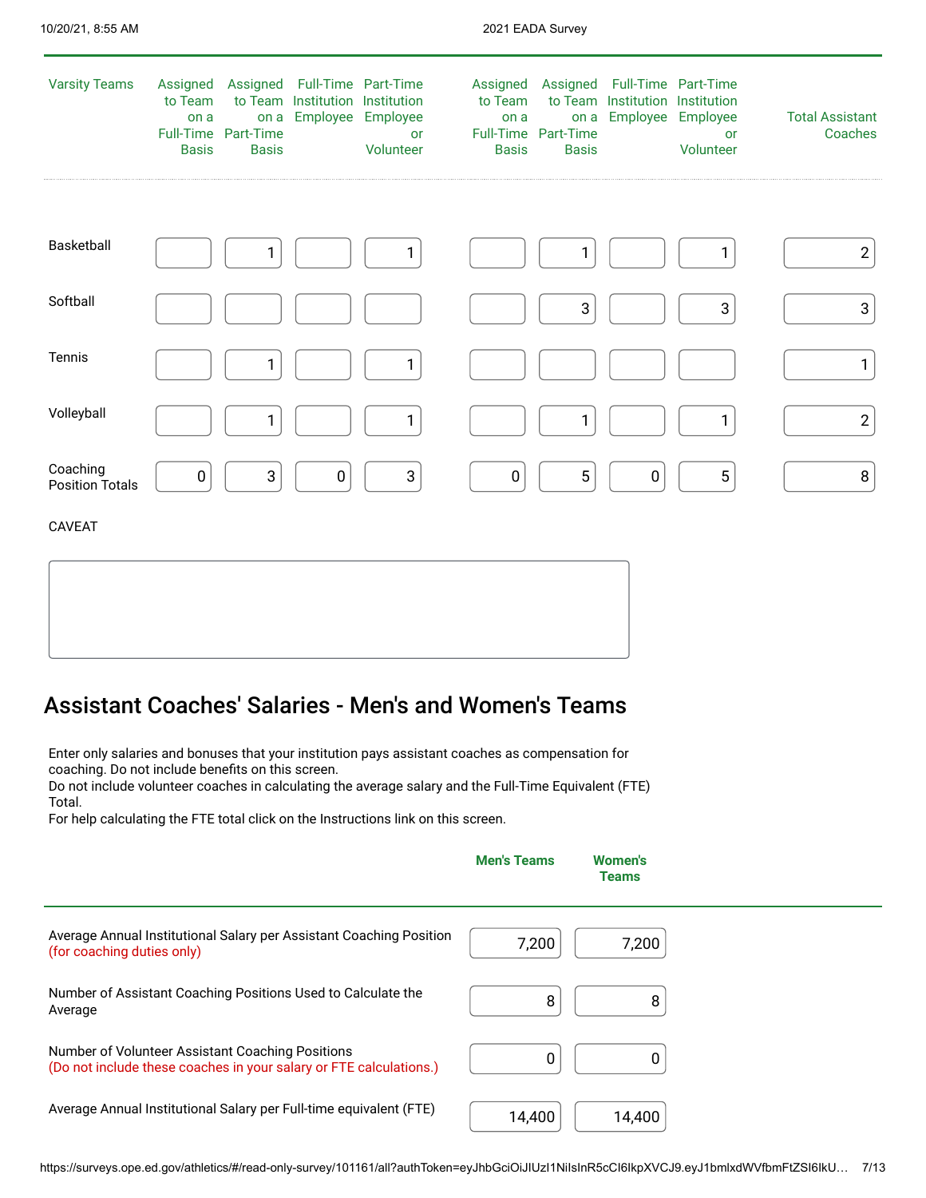| Varsity Teams | Assigned to Team on a Full-Time Basis | Assigned to Team on a Part-Time Basis | Full-Time Institution Employee | Part-Time Institution Employee or Volunteer | Assigned to Team on a Full-Time Basis | Assigned to Team on a Part-Time Basis | Full-Time Institution Employee | Part-Time Institution Employee or Volunteer | Total Assistant Coaches |
|---|---|---|---|---|---|---|---|---|---|
| Basketball | | 1 | | 1 | | 1 | | 1 | 2 |
| Softball | | | | | | 3 | | 3 | 3 |
| Tennis | | 1 | | 1 | | | | | 1 |
| Volleyball | | 1 | | 1 | | 1 | | 1 | 2 |
| Coaching Position Totals | 0 | 3 | 0 | 3 | 0 | 5 | 0 | 5 | 8 |

CAVEAT

## Assistant Coaches' Salaries - Men's and Women's Teams

Enter only salaries and bonuses that your institution pays assistant coaches as compensation for coaching. Do not include benefits on this screen.
Do not include volunteer coaches in calculating the average salary and the Full-Time Equivalent (FTE) Total.
For help calculating the FTE total click on the Instructions link on this screen.

| | Men's Teams | Women's Teams |
|---|---|---|
| Average Annual Institutional Salary per Assistant Coaching Position (for coaching duties only) | 7,200 | 7,200 |
| Number of Assistant Coaching Positions Used to Calculate the Average | 8 | 8 |
| Number of Volunteer Assistant Coaching Positions (Do not include these coaches in your salary or FTE calculations.) | 0 | 0 |
| Average Annual Institutional Salary per Full-time equivalent (FTE) | 14,400 | 14,400 |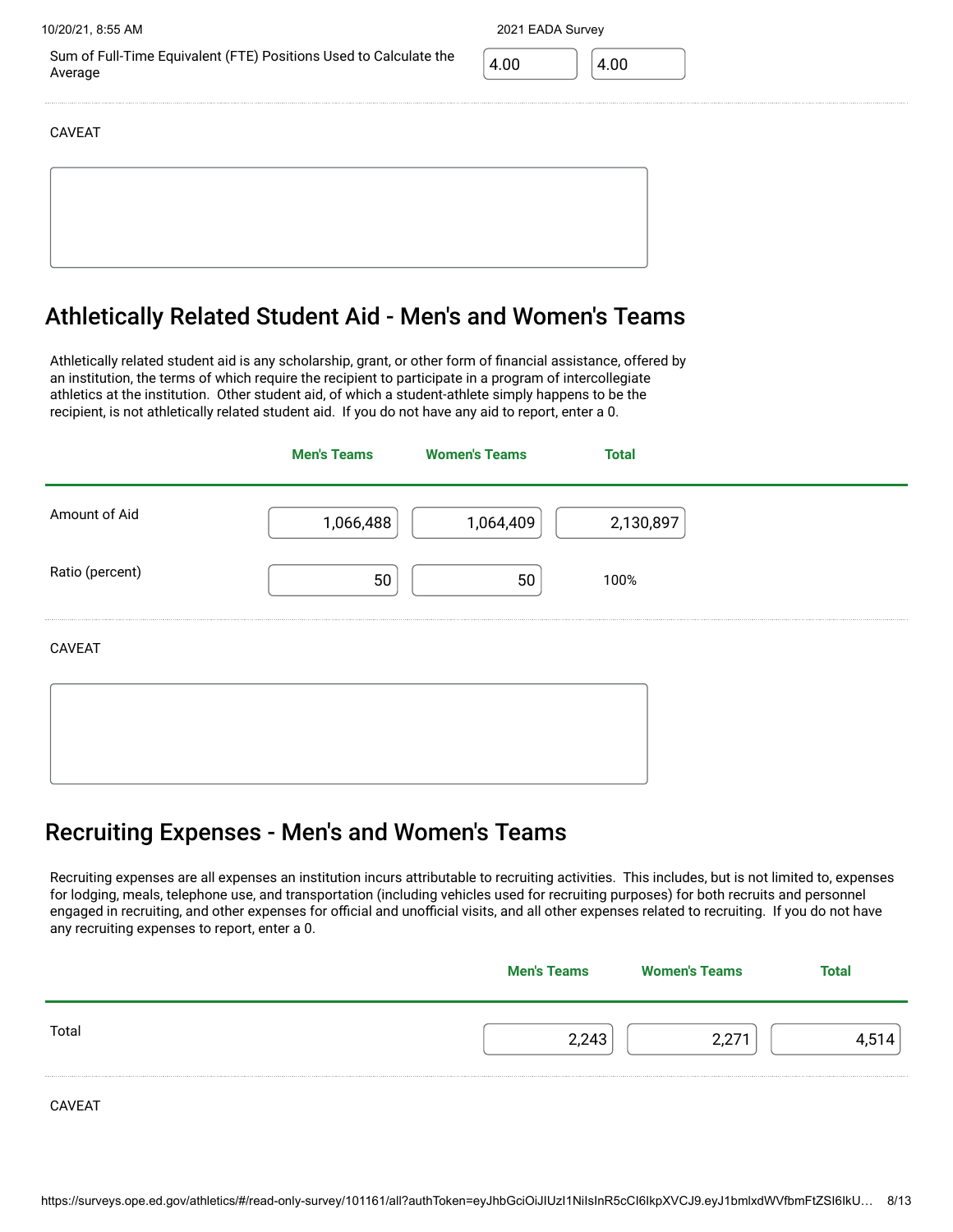| | | |
|---|---|---|
| Sum of Full-Time Equivalent (FTE) Positions Used to Calculate the Average | 4.00 | 4.00 |

CAVEAT

## Athletically Related Student Aid - Men's and Women's Teams

Athletically related student aid is any scholarship, grant, or other form of financial assistance, offered by an institution, the terms of which require the recipient to participate in a program of intercollegiate athletics at the institution. Other student aid, of which a student-athlete simply happens to be the recipient, is not athletically related student aid. If you do not have any aid to report, enter a 0.

| | Men's Teams | Women's Teams | Total |
|---|---|---|---|
| Amount of Aid | 1,066,488 | 1,064,409 | 2,130,897 |
| Ratio (percent) | 50 | 50 | 100% |

CAVEAT

## Recruiting Expenses - Men's and Women's Teams

Recruiting expenses are all expenses an institution incurs attributable to recruiting activities. This includes, but is not limited to, expenses for lodging, meals, telephone use, and transportation (including vehicles used for recruiting purposes) for both recruits and personnel engaged in recruiting, and other expenses for official and unofficial visits, and all other expenses related to recruiting. If you do not have any recruiting expenses to report, enter a 0.

| | Men's Teams | Women's Teams | Total |
|---|---|---|---|
| Total | 2,243 | 2,271 | 4,514 |

CAVEAT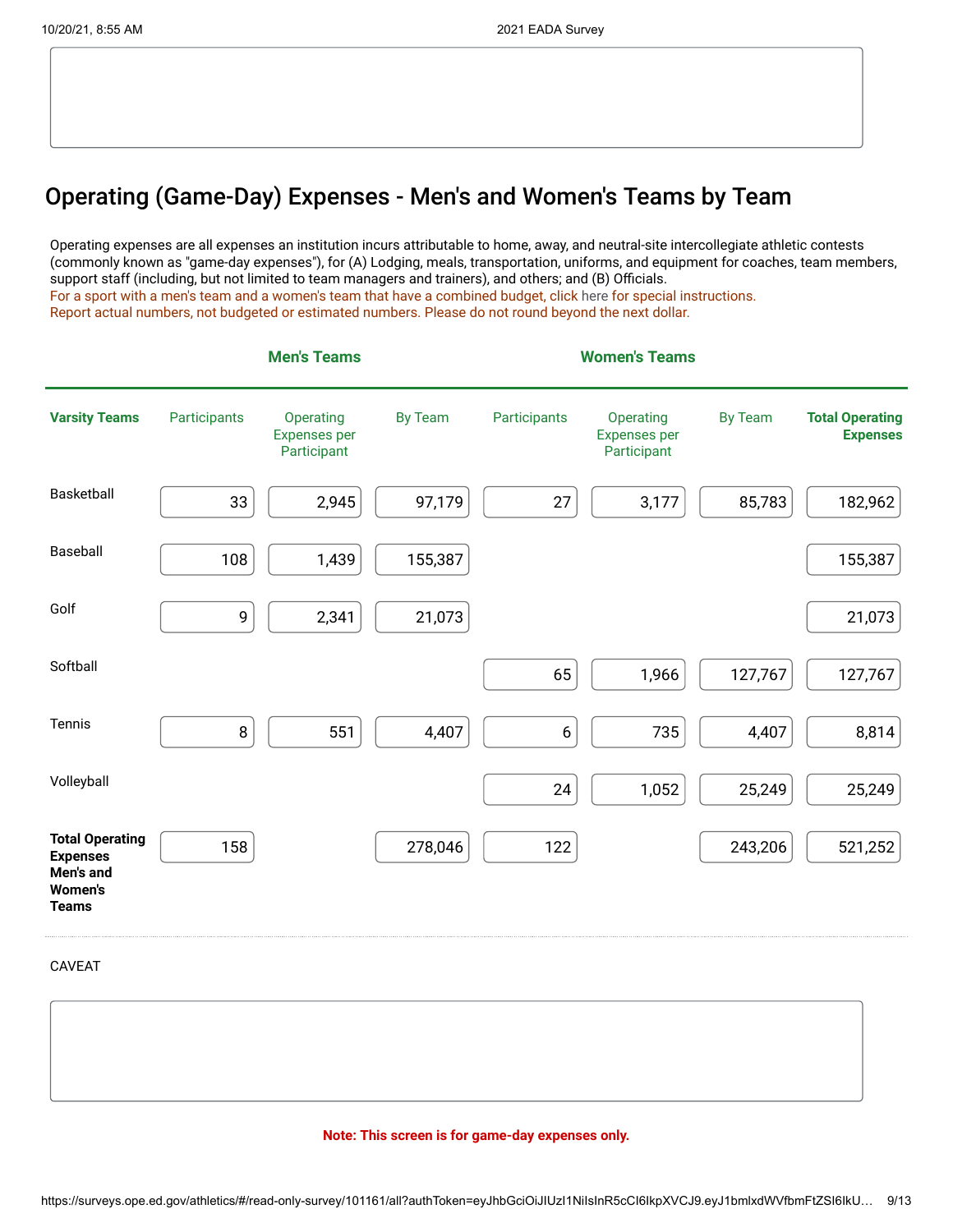## Operating (Game-Day) Expenses - Men's and Women's Teams by Team

Operating expenses are all expenses an institution incurs attributable to home, away, and neutral-site intercollegiate athletic contests (commonly known as "game-day expenses"), for (A) Lodging, meals, transportation, uniforms, and equipment for coaches, team members, support staff (including, but not limited to team managers and trainers), and others; and (B) Officials.
For a sport with a men's team and a women's team that have a combined budget, click here for special instructions.
Report actual numbers, not budgeted or estimated numbers. Please do not round beyond the next dollar.

| | Men's Teams | | | Women's Teams | | | |
|---|---|---|---|---|---|---|---|
| **Varsity Teams** | Participants | Operating Expenses per Participant | By Team | Participants | Operating Expenses per Participant | By Team | **Total Operating Expenses** |
| Basketball | 33 | 2,945 | 97,179 | 27 | 3,177 | 85,783 | 182,962 |
| Baseball | 108 | 1,439 | 155,387 | | | | 155,387 |
| Golf | 9 | 2,341 | 21,073 | | | | 21,073 |
| Softball | | | | 65 | 1,966 | 127,767 | 127,767 |
| Tennis | 8 | 551 | 4,407 | 6 | 735 | 4,407 | 8,814 |
| Volleyball | | | | 24 | 1,052 | 25,249 | 25,249 |
| **Total Operating Expenses Men's and Women's Teams** | 158 | | 278,046 | 122 | | 243,206 | 521,252 |

CAVEAT

**Note: This screen is for game-day expenses only.**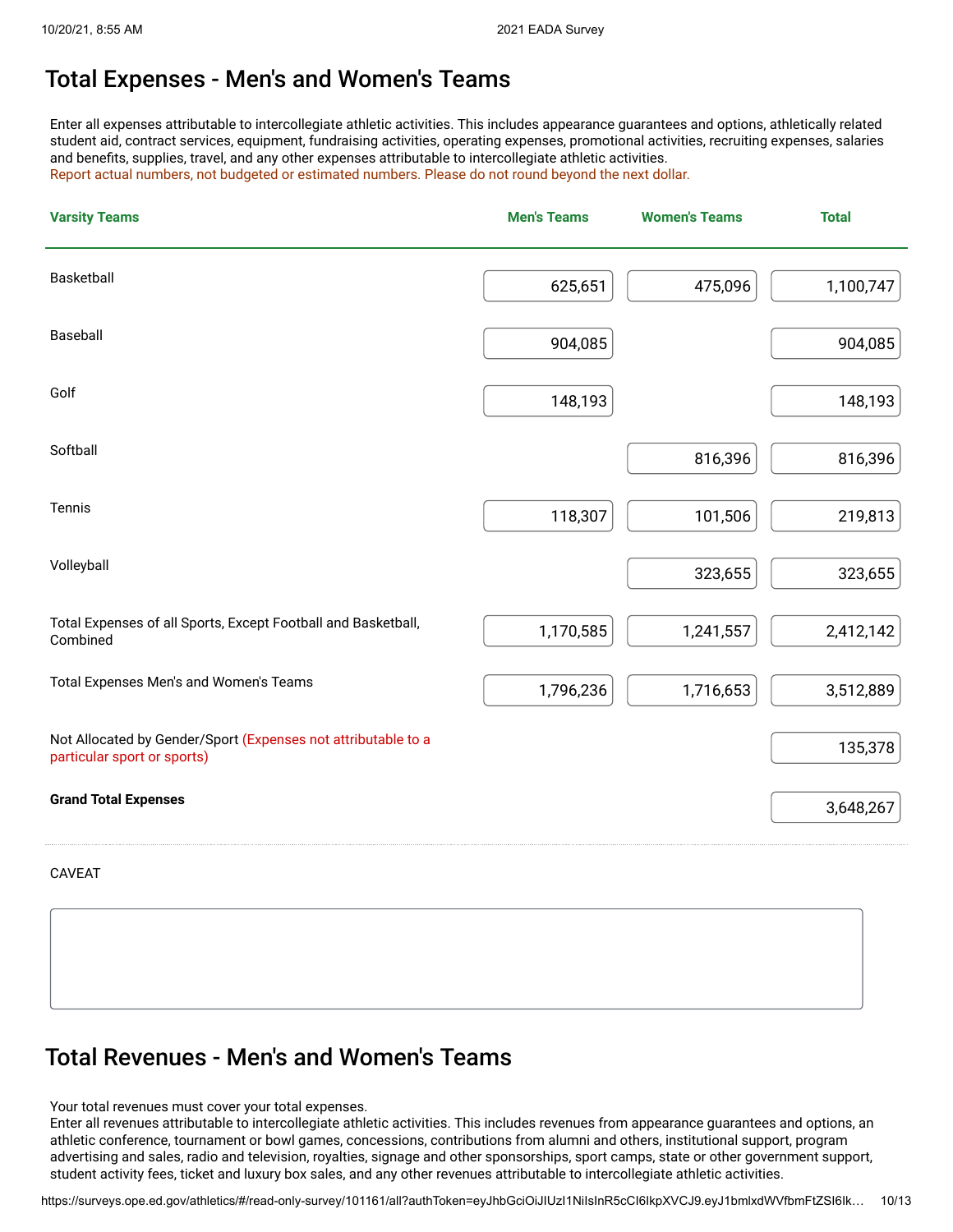## Total Expenses - Men's and Women's Teams

Enter all expenses attributable to intercollegiate athletic activities. This includes appearance guarantees and options, athletically related student aid, contract services, equipment, fundraising activities, operating expenses, promotional activities, recruiting expenses, salaries and benefits, supplies, travel, and any other expenses attributable to intercollegiate athletic activities.
Report actual numbers, not budgeted or estimated numbers. Please do not round beyond the next dollar.

| Varsity Teams | Men's Teams | Women's Teams | Total |
|---|---|---|---|
| Basketball | 625,651 | 475,096 | 1,100,747 |
| Baseball | 904,085 | | 904,085 |
| Golf | 148,193 | | 148,193 |
| Softball | | 816,396 | 816,396 |
| Tennis | 118,307 | 101,506 | 219,813 |
| Volleyball | | 323,655 | 323,655 |
| Total Expenses of all Sports, Except Football and Basketball, Combined | 1,170,585 | 1,241,557 | 2,412,142 |
| Total Expenses Men's and Women's Teams | 1,796,236 | 1,716,653 | 3,512,889 |
| Not Allocated by Gender/Sport (Expenses not attributable to a particular sport or sports) | | | 135,378 |
| **Grand Total Expenses** | | | 3,648,267 |

CAVEAT

## Total Revenues - Men's and Women's Teams

Your total revenues must cover your total expenses.
Enter all revenues attributable to intercollegiate athletic activities. This includes revenues from appearance guarantees and options, an athletic conference, tournament or bowl games, concessions, contributions from alumni and others, institutional support, program advertising and sales, radio and television, royalties, signage and other sponsorships, sport camps, state or other government support, student activity fees, ticket and luxury box sales, and any other revenues attributable to intercollegiate athletic activities.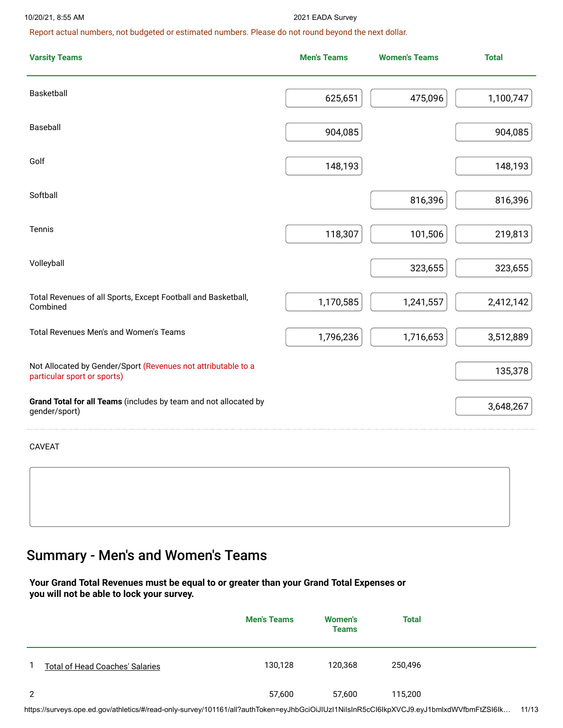Report actual numbers, not budgeted or estimated numbers. Please do not round beyond the next dollar.

| Varsity Teams | Men's Teams | Women's Teams | Total |
|---|---|---|---|
| Basketball | 625,651 | 475,096 | 1,100,747 |
| Baseball | 904,085 | | 904,085 |
| Golf | 148,193 | | 148,193 |
| Softball | | 816,396 | 816,396 |
| Tennis | 118,307 | 101,506 | 219,813 |
| Volleyball | | 323,655 | 323,655 |
| Total Revenues of all Sports, Except Football and Basketball, Combined | 1,170,585 | 1,241,557 | 2,412,142 |
| Total Revenues Men's and Women's Teams | 1,796,236 | 1,716,653 | 3,512,889 |
| Not Allocated by Gender/Sport (Revenues not attributable to a particular sport or sports) | | | 135,378 |
| **Grand Total for all Teams** (includes by team and not allocated by gender/sport) | | | 3,648,267 |

CAVEAT

## Summary - Men's and Women's Teams

**Your Grand Total Revenues must be equal to or greater than your Grand Total Expenses or you will not be able to lock your survey.**

| | | Men's Teams | Women's Teams | Total |
|---|---|---|---|---|
| 1 | Total of Head Coaches' Salaries | 130,128 | 120,368 | 250,496 |
| 2 | | 57,600 | 57,600 | 115,200 |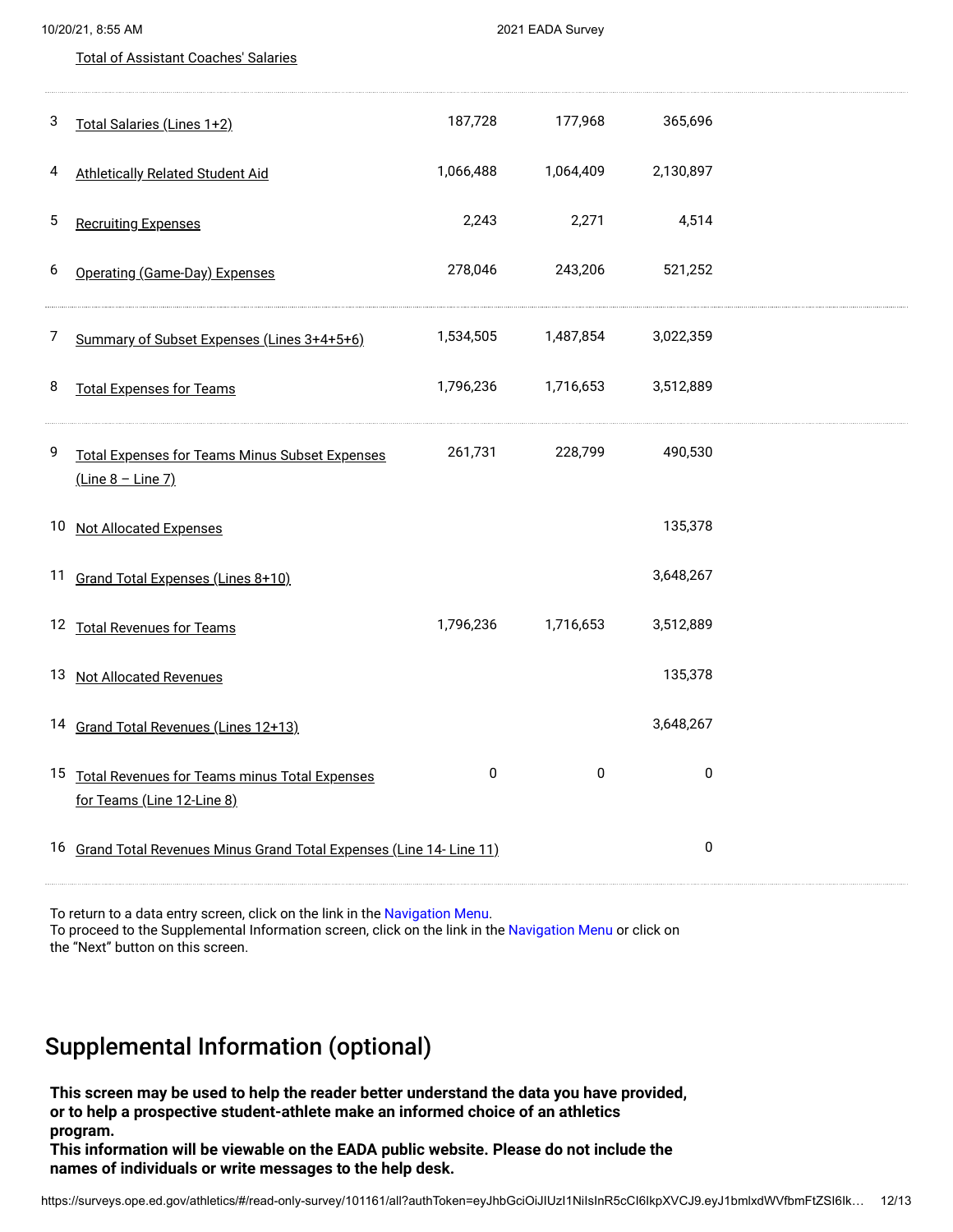Total of Assistant Coaches' Salaries

| | | | | |
|---|---|---|---|---|
| 3 | Total Salaries (Lines 1+2) | 187,728 | 177,968 | 365,696 |
| 4 | Athletically Related Student Aid | 1,066,488 | 1,064,409 | 2,130,897 |
| 5 | Recruiting Expenses | 2,243 | 2,271 | 4,514 |
| 6 | Operating (Game-Day) Expenses | 278,046 | 243,206 | 521,252 |
| 7 | Summary of Subset Expenses (Lines 3+4+5+6) | 1,534,505 | 1,487,854 | 3,022,359 |
| 8 | Total Expenses for Teams | 1,796,236 | 1,716,653 | 3,512,889 |
| 9 | Total Expenses for Teams Minus Subset Expenses (Line 8 – Line 7) | 261,731 | 228,799 | 490,530 |
| 10 | Not Allocated Expenses | | | 135,378 |
| 11 | Grand Total Expenses (Lines 8+10) | | | 3,648,267 |
| 12 | Total Revenues for Teams | 1,796,236 | 1,716,653 | 3,512,889 |
| 13 | Not Allocated Revenues | | | 135,378 |
| 14 | Grand Total Revenues (Lines 12+13) | | | 3,648,267 |
| 15 | Total Revenues for Teams minus Total Expenses for Teams (Line 12-Line 8) | 0 | 0 | 0 |
| 16 | Grand Total Revenues Minus Grand Total Expenses (Line 14- Line 11) | | | 0 |

To return to a data entry screen, click on the link in the Navigation Menu.
To proceed to the Supplemental Information screen, click on the link in the Navigation Menu or click on the "Next" button on this screen.

## Supplemental Information (optional)

**This screen may be used to help the reader better understand the data you have provided, or to help a prospective student-athlete make an informed choice of an athletics program.**
**This information will be viewable on the EADA public website. Please do not include the names of individuals or write messages to the help desk.**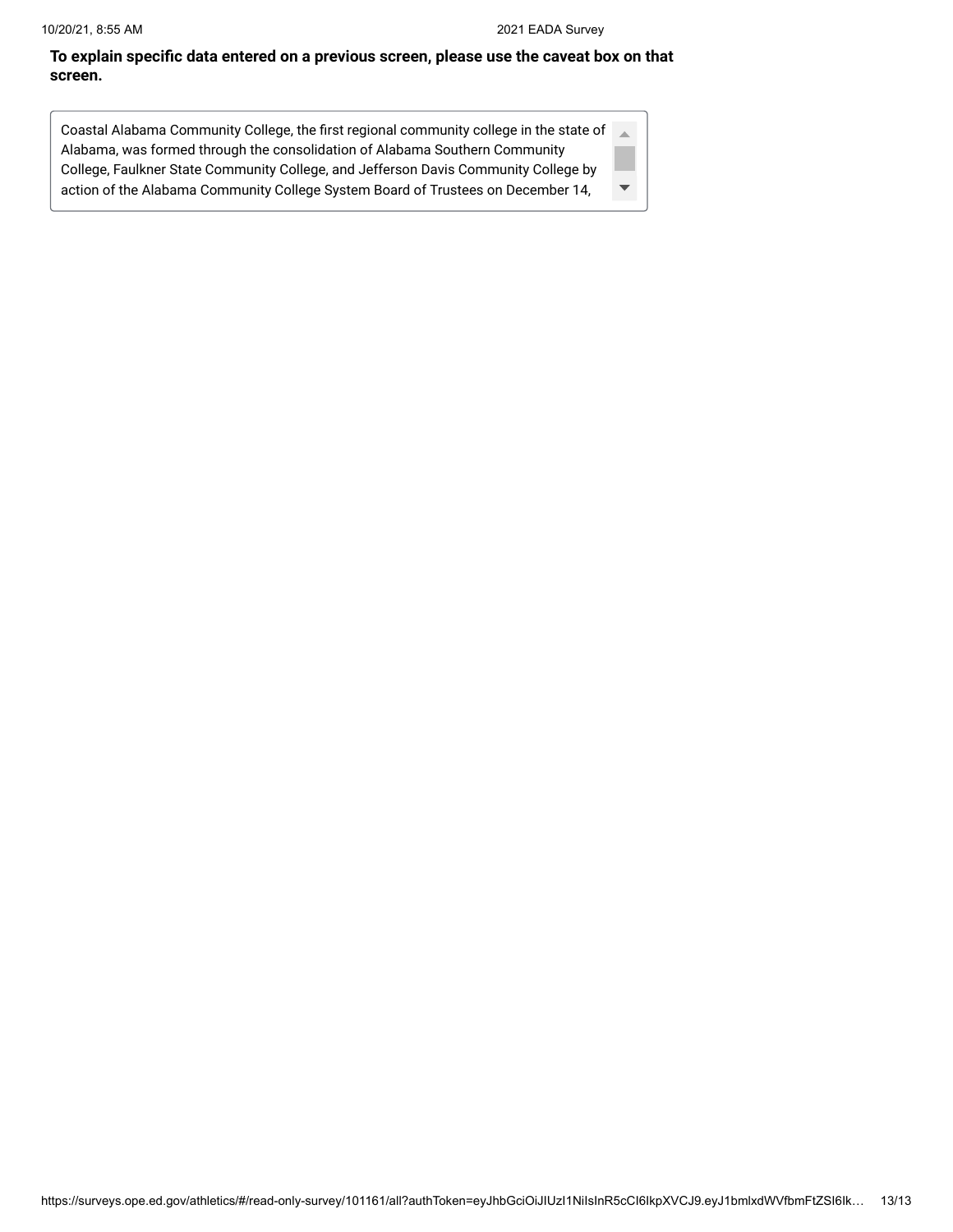**To explain specific data entered on a previous screen, please use the caveat box on that screen.**

Coastal Alabama Community College, the first regional community college in the state of Alabama, was formed through the consolidation of Alabama Southern Community College, Faulkner State Community College, and Jefferson Davis Community College by action of the Alabama Community College System Board of Trustees on December 14,